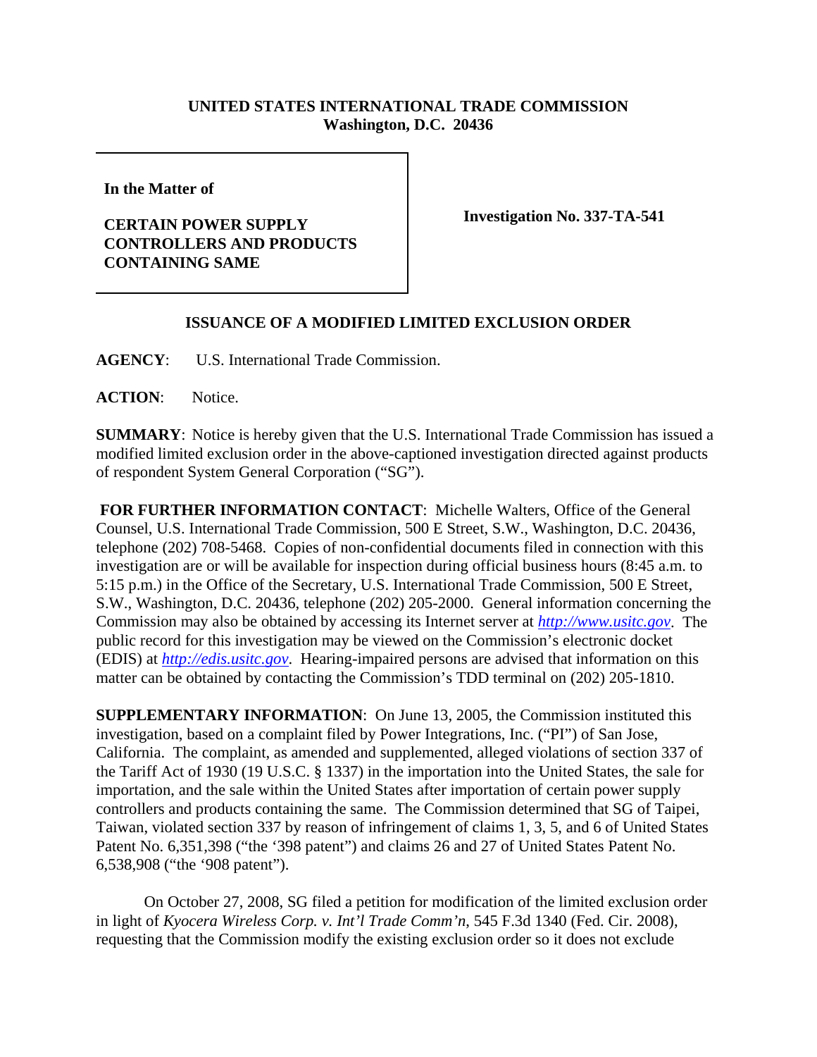**UNITED STATES INTERNATIONAL TRADE COMMISSION**
**Washington, D.C. 20436**

**In the Matter of**

**CERTAIN POWER SUPPLY CONTROLLERS AND PRODUCTS CONTAINING SAME**

**Investigation No. 337-TA-541**

## ISSUANCE OF A MODIFIED LIMITED EXCLUSION ORDER

**AGENCY**: U.S. International Trade Commission.

**ACTION**: Notice.

**SUMMARY**: Notice is hereby given that the U.S. International Trade Commission has issued a modified limited exclusion order in the above-captioned investigation directed against products of respondent System General Corporation ("SG").

**FOR FURTHER INFORMATION CONTACT**: Michelle Walters, Office of the General Counsel, U.S. International Trade Commission, 500 E Street, S.W., Washington, D.C. 20436, telephone (202) 708-5468. Copies of non-confidential documents filed in connection with this investigation are or will be available for inspection during official business hours (8:45 a.m. to 5:15 p.m.) in the Office of the Secretary, U.S. International Trade Commission, 500 E Street, S.W., Washington, D.C. 20436, telephone (202) 205-2000. General information concerning the Commission may also be obtained by accessing its Internet server at *http://www.usitc.gov*. The public record for this investigation may be viewed on the Commission's electronic docket (EDIS) at *http://edis.usitc.gov*. Hearing-impaired persons are advised that information on this matter can be obtained by contacting the Commission's TDD terminal on (202) 205-1810.

**SUPPLEMENTARY INFORMATION**: On June 13, 2005, the Commission instituted this investigation, based on a complaint filed by Power Integrations, Inc. ("PI") of San Jose, California. The complaint, as amended and supplemented, alleged violations of section 337 of the Tariff Act of 1930 (19 U.S.C. § 1337) in the importation into the United States, the sale for importation, and the sale within the United States after importation of certain power supply controllers and products containing the same. The Commission determined that SG of Taipei, Taiwan, violated section 337 by reason of infringement of claims 1, 3, 5, and 6 of United States Patent No. 6,351,398 ("the '398 patent") and claims 26 and 27 of United States Patent No. 6,538,908 ("the '908 patent").

On October 27, 2008, SG filed a petition for modification of the limited exclusion order in light of *Kyocera Wireless Corp. v. Int'l Trade Comm'n*, 545 F.3d 1340 (Fed. Cir. 2008), requesting that the Commission modify the existing exclusion order so it does not exclude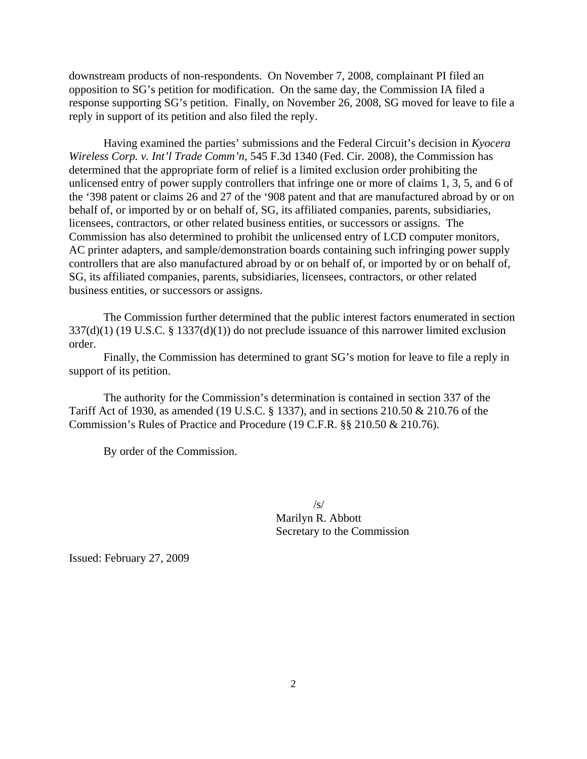downstream products of non-respondents. On November 7, 2008, complainant PI filed an opposition to SG's petition for modification. On the same day, the Commission IA filed a response supporting SG's petition. Finally, on November 26, 2008, SG moved for leave to file a reply in support of its petition and also filed the reply.

Having examined the parties' submissions and the Federal Circuit's decision in *Kyocera Wireless Corp. v. Int'l Trade Comm'n*, 545 F.3d 1340 (Fed. Cir. 2008), the Commission has determined that the appropriate form of relief is a limited exclusion order prohibiting the unlicensed entry of power supply controllers that infringe one or more of claims 1, 3, 5, and 6 of the '398 patent or claims 26 and 27 of the '908 patent and that are manufactured abroad by or on behalf of, or imported by or on behalf of, SG, its affiliated companies, parents, subsidiaries, licensees, contractors, or other related business entities, or successors or assigns. The Commission has also determined to prohibit the unlicensed entry of LCD computer monitors, AC printer adapters, and sample/demonstration boards containing such infringing power supply controllers that are also manufactured abroad by or on behalf of, or imported by or on behalf of, SG, its affiliated companies, parents, subsidiaries, licensees, contractors, or other related business entities, or successors or assigns.

The Commission further determined that the public interest factors enumerated in section 337(d)(1) (19 U.S.C. § 1337(d)(1)) do not preclude issuance of this narrower limited exclusion order.

Finally, the Commission has determined to grant SG's motion for leave to file a reply in support of its petition.

The authority for the Commission's determination is contained in section 337 of the Tariff Act of 1930, as amended (19 U.S.C. § 1337), and in sections 210.50 & 210.76 of the Commission's Rules of Practice and Procedure (19 C.F.R. §§ 210.50 & 210.76).

By order of the Commission.

/s/
Marilyn R. Abbott
Secretary to the Commission

Issued: February 27, 2009